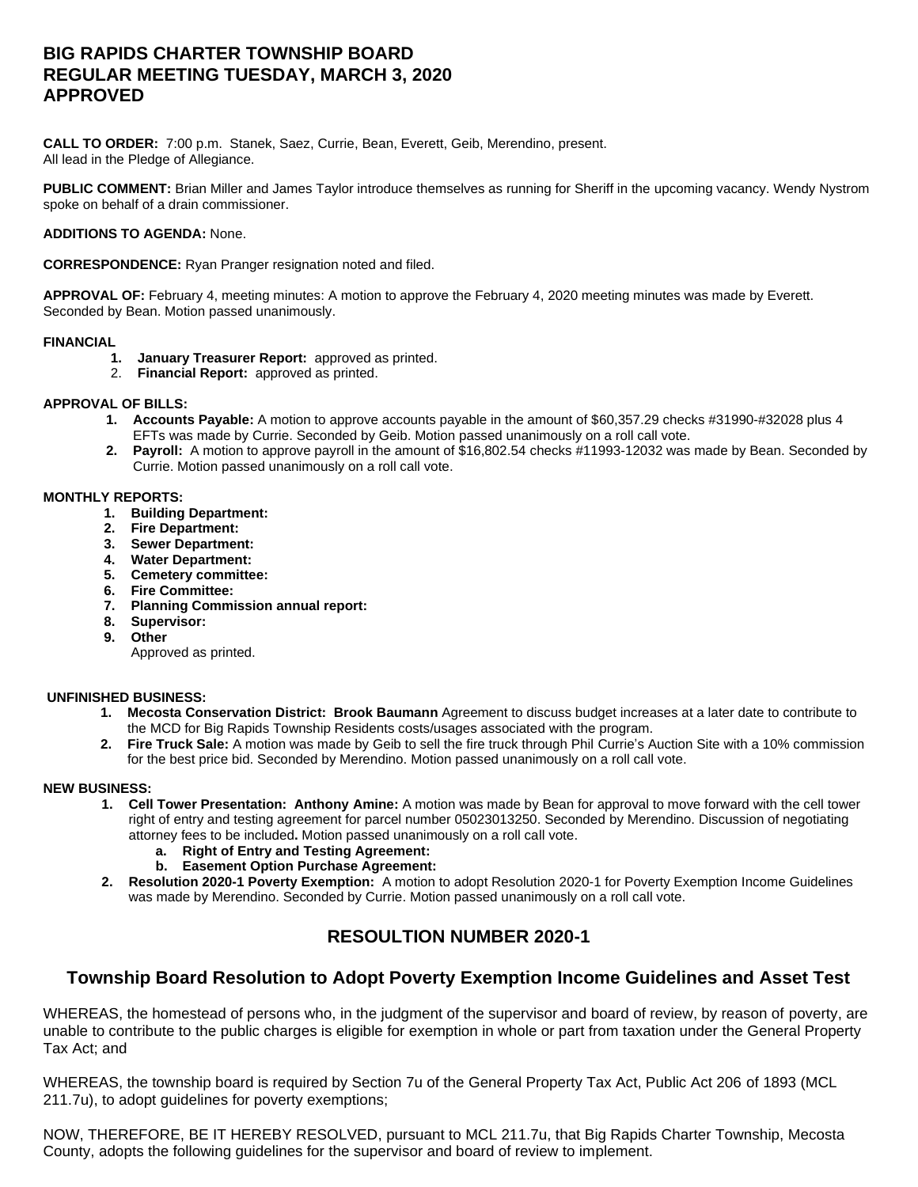# BIG RAPIDS CHARTER TOWNSHIP BOARD
# REGULAR MEETING TUESDAY, MARCH 3, 2020
# APPROVED

**CALL TO ORDER:** 7:00 p.m. Stanek, Saez, Currie, Bean, Everett, Geib, Merendino, present.
All lead in the Pledge of Allegiance.

**PUBLIC COMMENT:** Brian Miller and James Taylor introduce themselves as running for Sheriff in the upcoming vacancy. Wendy Nystrom spoke on behalf of a drain commissioner.

**ADDITIONS TO AGENDA:** None.

**CORRESPONDENCE:** Ryan Pranger resignation noted and filed.

**APPROVAL OF:** February 4, meeting minutes: A motion to approve the February 4, 2020 meeting minutes was made by Everett. Seconded by Bean. Motion passed unanimously.

**FINANCIAL**

1. **January Treasurer Report:** approved as printed.
2. **Financial Report:** approved as printed.

**APPROVAL OF BILLS:**

1. **Accounts Payable:** A motion to approve accounts payable in the amount of $60,357.29 checks #31990-#32028 plus 4 EFTs was made by Currie. Seconded by Geib. Motion passed unanimously on a roll call vote.
2. **Payroll:** A motion to approve payroll in the amount of $16,802.54 checks #11993-12032 was made by Bean. Seconded by Currie. Motion passed unanimously on a roll call vote.

**MONTHLY REPORTS:**

1. **Building Department:**
2. **Fire Department:**
3. **Sewer Department:**
4. **Water Department:**
5. **Cemetery committee:**
6. **Fire Committee:**
7. **Planning Commission annual report:**
8. **Supervisor:**
9. **Other**

   Approved as printed.

**UNFINISHED BUSINESS:**

1. **Mecosta Conservation District: Brook Baumann** Agreement to discuss budget increases at a later date to contribute to the MCD for Big Rapids Township Residents costs/usages associated with the program.
2. **Fire Truck Sale:** A motion was made by Geib to sell the fire truck through Phil Currie's Auction Site with a 10% commission for the best price bid. Seconded by Merendino. Motion passed unanimously on a roll call vote.

**NEW BUSINESS:**

1. **Cell Tower Presentation: Anthony Amine:** A motion was made by Bean for approval to move forward with the cell tower right of entry and testing agreement for parcel number 05023013250. Seconded by Merendino. Discussion of negotiating attorney fees to be included**.** Motion passed unanimously on a roll call vote.
   a. **Right of Entry and Testing Agreement:**
   b. **Easement Option Purchase Agreement:**
2. **Resolution 2020-1 Poverty Exemption:** A motion to adopt Resolution 2020-1 for Poverty Exemption Income Guidelines was made by Merendino. Seconded by Currie. Motion passed unanimously on a roll call vote.

## RESOULTION NUMBER 2020-1

## Township Board Resolution to Adopt Poverty Exemption Income Guidelines and Asset Test

WHEREAS, the homestead of persons who, in the judgment of the supervisor and board of review, by reason of poverty, are unable to contribute to the public charges is eligible for exemption in whole or part from taxation under the General Property Tax Act; and

WHEREAS, the township board is required by Section 7u of the General Property Tax Act, Public Act 206 of 1893 (MCL 211.7u), to adopt guidelines for poverty exemptions;

NOW, THEREFORE, BE IT HEREBY RESOLVED, pursuant to MCL 211.7u, that Big Rapids Charter Township, Mecosta County, adopts the following guidelines for the supervisor and board of review to implement.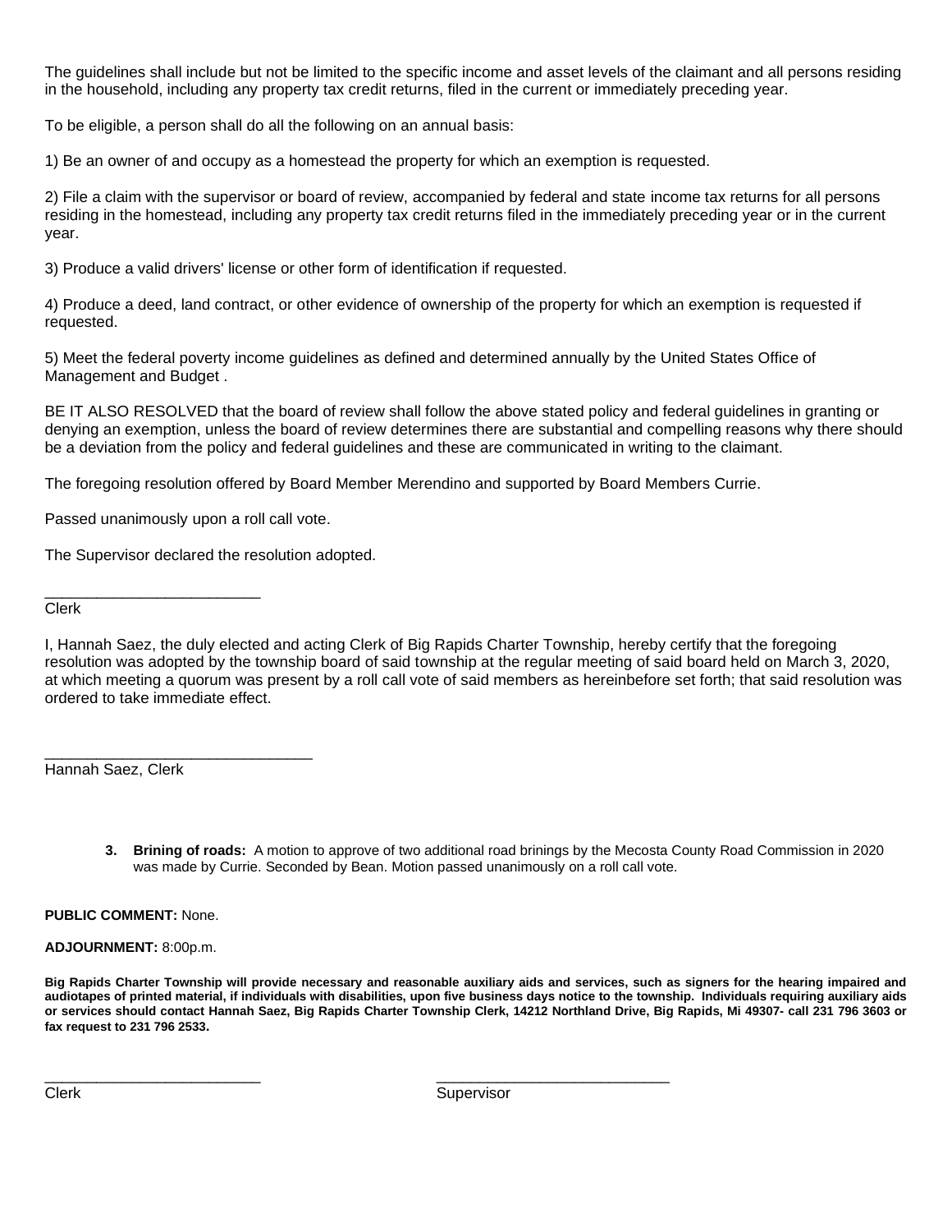The guidelines shall include but not be limited to the specific income and asset levels of the claimant and all persons residing in the household, including any property tax credit returns, filed in the current or immediately preceding year.

To be eligible, a person shall do all the following on an annual basis:

1) Be an owner of and occupy as a homestead the property for which an exemption is requested.

2) File a claim with the supervisor or board of review, accompanied by federal and state income tax returns for all persons residing in the homestead, including any property tax credit returns filed in the immediately preceding year or in the current year.

3) Produce a valid drivers' license or other form of identification if requested.

4) Produce a deed, land contract, or other evidence of ownership of the property for which an exemption is requested if requested.

5) Meet the federal poverty income guidelines as defined and determined annually by the United States Office of Management and Budget .

BE IT ALSO RESOLVED that the board of review shall follow the above stated policy and federal guidelines in granting or denying an exemption, unless the board of review determines there are substantial and compelling reasons why there should be a deviation from the policy and federal guidelines and these are communicated in writing to the claimant.

The foregoing resolution offered by Board Member Merendino and supported by Board Members Currie.

Passed unanimously upon a roll call vote.

The Supervisor declared the resolution adopted.

_________________________
Clerk

I, Hannah Saez, the duly elected and acting Clerk of Big Rapids Charter Township, hereby certify that the foregoing resolution was adopted by the township board of said township at the regular meeting of said board held on March 3, 2020, at which meeting a quorum was present by a roll call vote of said members as hereinbefore set forth; that said resolution was ordered to take immediate effect.

_______________________________
Hannah Saez, Clerk

3. **Brining of roads:** A motion to approve of two additional road brinings by the Mecosta County Road Commission in 2020 was made by Currie. Seconded by Bean. Motion passed unanimously on a roll call vote.

**PUBLIC COMMENT:** None.

**ADJOURNMENT:** 8:00p.m.

**Big Rapids Charter Township will provide necessary and reasonable auxiliary aids and services, such as signers for the hearing impaired and audiotapes of printed material, if individuals with disabilities, upon five business days notice to the township. Individuals requiring auxiliary aids or services should contact Hannah Saez, Big Rapids Charter Township Clerk, 14212 Northland Drive, Big Rapids, Mi 49307- call 231 796 3603 or fax request to 231 796 2533.**

_________________________ ___________________________
Clerk Supervisor